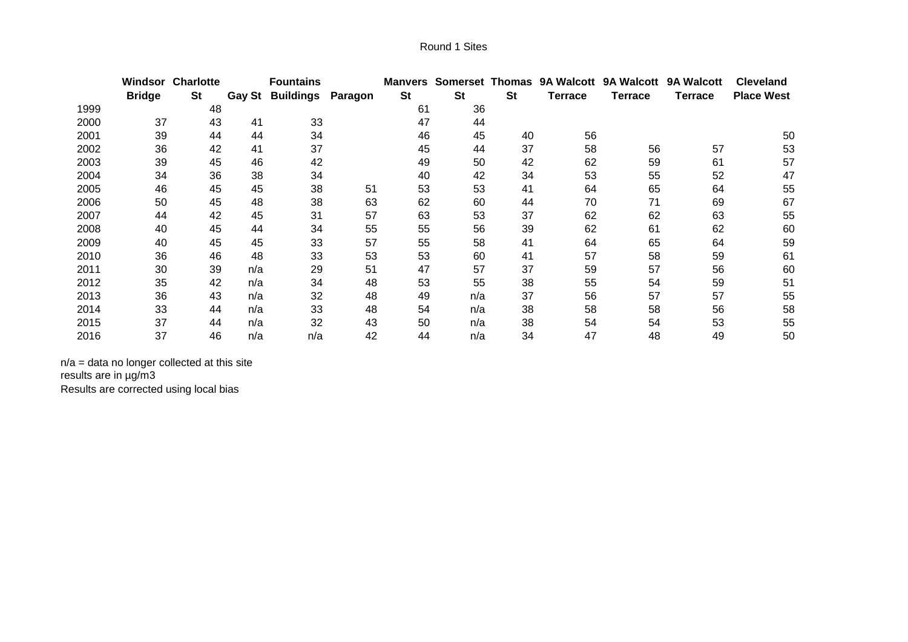Round 1 Sites

| | Windsor Bridge | Charlotte St | Gay St | Fountains Buildings | Paragon | Manvers St | Somerset St | Thomas St | 9A Walcott Terrace | 9A Walcott Terrace | 9A Walcott Terrace | Cleveland Place West |
|---|---|---|---|---|---|---|---|---|---|---|---|---|
| 1999 | | 48 | | | | 61 | 36 | | | | | |
| 2000 | 37 | 43 | 41 | 33 | | 47 | 44 | | | | | |
| 2001 | 39 | 44 | 44 | 34 | | 46 | 45 | 40 | 56 | | | 50 |
| 2002 | 36 | 42 | 41 | 37 | | 45 | 44 | 37 | 58 | 56 | 57 | 53 |
| 2003 | 39 | 45 | 46 | 42 | | 49 | 50 | 42 | 62 | 59 | 61 | 57 |
| 2004 | 34 | 36 | 38 | 34 | | 40 | 42 | 34 | 53 | 55 | 52 | 47 |
| 2005 | 46 | 45 | 45 | 38 | 51 | 53 | 53 | 41 | 64 | 65 | 64 | 55 |
| 2006 | 50 | 45 | 48 | 38 | 63 | 62 | 60 | 44 | 70 | 71 | 69 | 67 |
| 2007 | 44 | 42 | 45 | 31 | 57 | 63 | 53 | 37 | 62 | 62 | 63 | 55 |
| 2008 | 40 | 45 | 44 | 34 | 55 | 55 | 56 | 39 | 62 | 61 | 62 | 60 |
| 2009 | 40 | 45 | 45 | 33 | 57 | 55 | 58 | 41 | 64 | 65 | 64 | 59 |
| 2010 | 36 | 46 | 48 | 33 | 53 | 53 | 60 | 41 | 57 | 58 | 59 | 61 |
| 2011 | 30 | 39 | n/a | 29 | 51 | 47 | 57 | 37 | 59 | 57 | 56 | 60 |
| 2012 | 35 | 42 | n/a | 34 | 48 | 53 | 55 | 38 | 55 | 54 | 59 | 51 |
| 2013 | 36 | 43 | n/a | 32 | 48 | 49 | n/a | 37 | 56 | 57 | 57 | 55 |
| 2014 | 33 | 44 | n/a | 33 | 48 | 54 | n/a | 38 | 58 | 58 | 56 | 58 |
| 2015 | 37 | 44 | n/a | 32 | 43 | 50 | n/a | 38 | 54 | 54 | 53 | 55 |
| 2016 | 37 | 46 | n/a | n/a | 42 | 44 | n/a | 34 | 47 | 48 | 49 | 50 |

n/a = data no longer collected at this site

results are in µg/m3

Results are corrected using local bias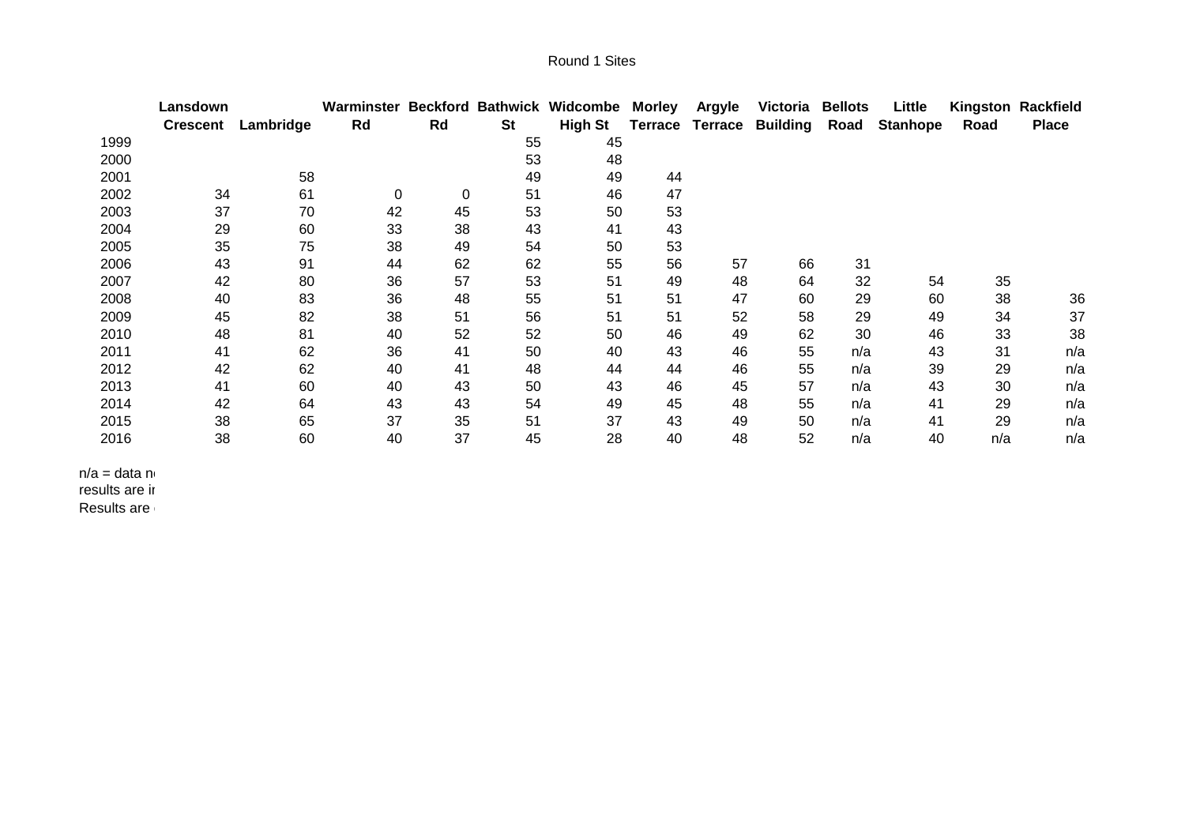Round 1 Sites

| | Lansdown Crescent | Lambridge | Warminster Rd | Beckford Rd | Bathwick St | Widcombe High St | Morley Terrace | Argyle Terrace | Victoria Building | Bellots Road | Little Stanhope | Kingston Road | Rackfield Place |
|---|---|---|---|---|---|---|---|---|---|---|---|---|---|
| 1999 | | | | | 55 | 45 | | | | | | | |
| 2000 | | | | | 53 | 48 | | | | | | | |
| 2001 | | 58 | | | 49 | 49 | 44 | | | | | | |
| 2002 | 34 | 61 | 0 | 0 | 51 | 46 | 47 | | | | | | |
| 2003 | 37 | 70 | 42 | 45 | 53 | 50 | 53 | | | | | | |
| 2004 | 29 | 60 | 33 | 38 | 43 | 41 | 43 | | | | | | |
| 2005 | 35 | 75 | 38 | 49 | 54 | 50 | 53 | | | | | | |
| 2006 | 43 | 91 | 44 | 62 | 62 | 55 | 56 | 57 | 66 | 31 | | | |
| 2007 | 42 | 80 | 36 | 57 | 53 | 51 | 49 | 48 | 64 | 32 | 54 | 35 | |
| 2008 | 40 | 83 | 36 | 48 | 55 | 51 | 51 | 47 | 60 | 29 | 60 | 38 | 36 |
| 2009 | 45 | 82 | 38 | 51 | 56 | 51 | 51 | 52 | 58 | 29 | 49 | 34 | 37 |
| 2010 | 48 | 81 | 40 | 52 | 52 | 50 | 46 | 49 | 62 | 30 | 46 | 33 | 38 |
| 2011 | 41 | 62 | 36 | 41 | 50 | 40 | 43 | 46 | 55 | n/a | 43 | 31 | n/a |
| 2012 | 42 | 62 | 40 | 41 | 48 | 44 | 44 | 46 | 55 | n/a | 39 | 29 | n/a |
| 2013 | 41 | 60 | 40 | 43 | 50 | 43 | 46 | 45 | 57 | n/a | 43 | 30 | n/a |
| 2014 | 42 | 64 | 43 | 43 | 54 | 49 | 45 | 48 | 55 | n/a | 41 | 29 | n/a |
| 2015 | 38 | 65 | 37 | 35 | 51 | 37 | 43 | 49 | 50 | n/a | 41 | 29 | n/a |
| 2016 | 38 | 60 | 40 | 37 | 45 | 28 | 40 | 48 | 52 | n/a | 40 | n/a | n/a |

n/a = data n
results are i
Results are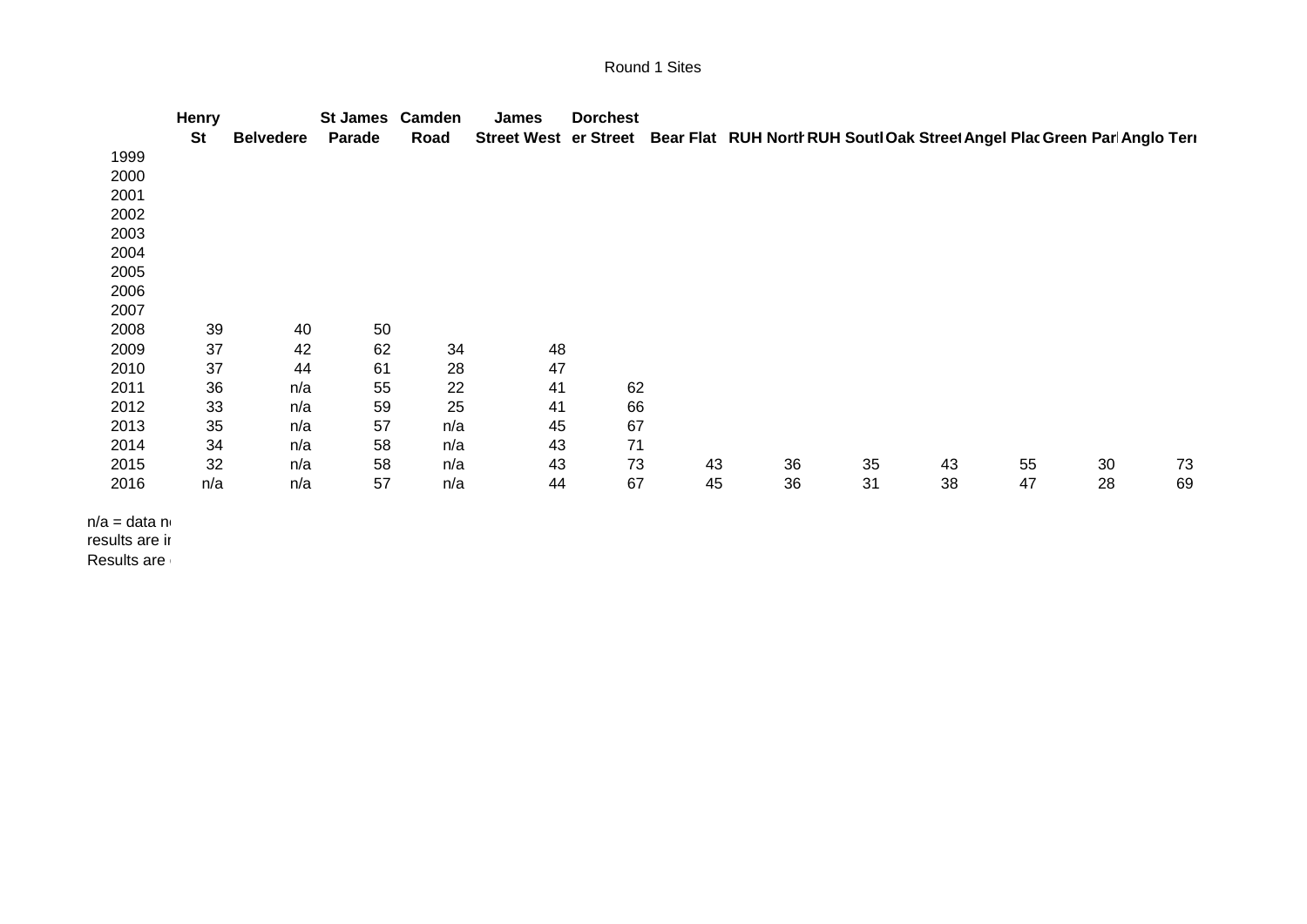Round 1 Sites

| | Henry St | Belvedere | St James Parade | Camden Road | James Street West | Dorchester Street | Bear Flat | RUH Nortl | RUH Soutl | Oak Street | Angel Plac | Green Parl | Anglo Terı |
|---|---|---|---|---|---|---|---|---|---|---|---|---|---|
| 1999 | | | | | | | | | | | | | |
| 2000 | | | | | | | | | | | | | |
| 2001 | | | | | | | | | | | | | |
| 2002 | | | | | | | | | | | | | |
| 2003 | | | | | | | | | | | | | |
| 2004 | | | | | | | | | | | | | |
| 2005 | | | | | | | | | | | | | |
| 2006 | | | | | | | | | | | | | |
| 2007 | | | | | | | | | | | | | |
| 2008 | 39 | 40 | 50 | | | | | | | | | | |
| 2009 | 37 | 42 | 62 | 34 | 48 | | | | | | | | |
| 2010 | 37 | 44 | 61 | 28 | 47 | | | | | | | | |
| 2011 | 36 | n/a | 55 | 22 | 41 | 62 | | | | | | | |
| 2012 | 33 | n/a | 59 | 25 | 41 | 66 | | | | | | | |
| 2013 | 35 | n/a | 57 | n/a | 45 | 67 | | | | | | | |
| 2014 | 34 | n/a | 58 | n/a | 43 | 71 | | | | | | | |
| 2015 | 32 | n/a | 58 | n/a | 43 | 73 | 43 | 36 | 35 | 43 | 55 | 30 | 73 |
| 2016 | n/a | n/a | 57 | n/a | 44 | 67 | 45 | 36 | 31 | 38 | 47 | 28 | 69 |

n/a = data n

results are i

Results are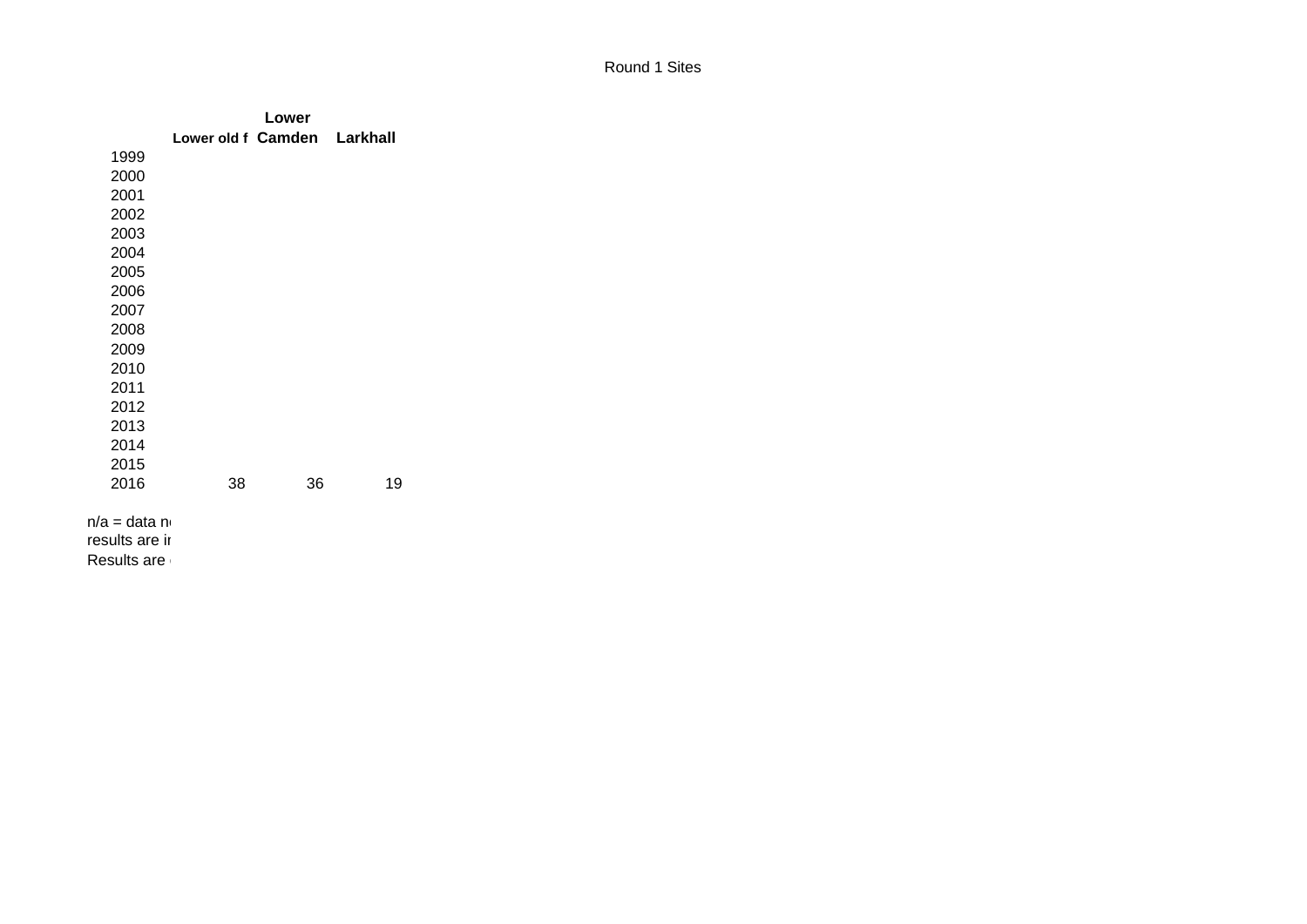Round 1 Sites

| | Lower old f | Lower Camden | Larkhall |
|---|---|---|---|
| 1999 | | | |
| 2000 | | | |
| 2001 | | | |
| 2002 | | | |
| 2003 | | | |
| 2004 | | | |
| 2005 | | | |
| 2006 | | | |
| 2007 | | | |
| 2008 | | | |
| 2009 | | | |
| 2010 | | | |
| 2011 | | | |
| 2012 | | | |
| 2013 | | | |
| 2014 | | | |
| 2015 | | | |
| 2016 | 38 | 36 | 19 |

n/a = data n
results are i
Results are